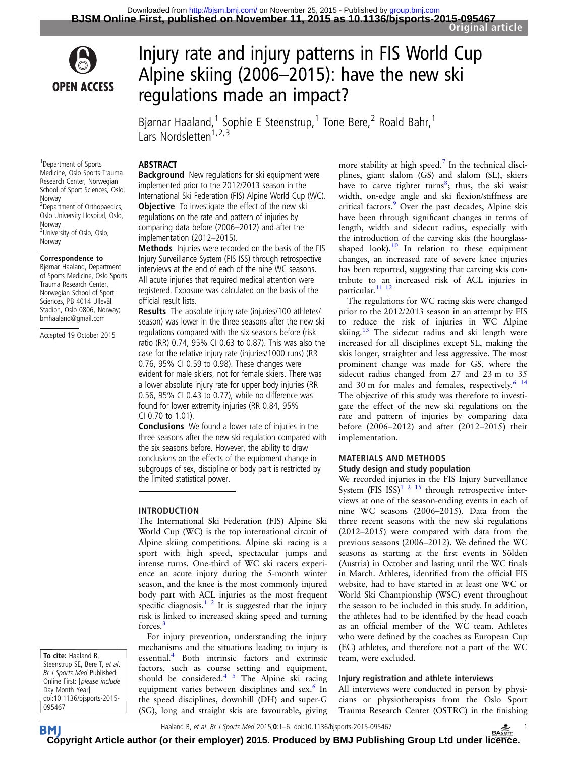# Injury rate and injury patterns in FIS World Cup Alpine skiing (2006–2015): have the new ski regulations made an impact?

Bjørnar Haaland,[1] Sophie E Steenstrup,[1] Tone Bere,[2] Roald Bahr,[1] Lars Nordsletten[1,2,3]

[1]Department of Sports Medicine, Oslo Sports Trauma Research Center, Norwegian School of Sport Sciences, Oslo, Norway
[2]Department of Orthopaedics, Oslo University Hospital, Oslo, Norway
[3]University of Oslo, Oslo, Norway

**Correspondence to**
Bjørnar Haaland, Department of Sports Medicine, Oslo Sports Trauma Research Center, Norwegian School of Sport Sciences, PB 4014 Ullevål Stadion, Oslo 0806, Norway; bmhaaland@gmail.com

Accepted 19 October 2015

**To cite:** Haaland B, Steenstrup SE, Bere T, *et al*. *Br J Sports Med* Published Online First: [*please include* Day Month Year] doi:10.1136/bjsports-2015-095467

## ABSTRACT

**Background** New regulations for ski equipment were implemented prior to the 2012/2013 season in the International Ski Federation (FIS) Alpine World Cup (WC).

**Objective** To investigate the effect of the new ski regulations on the rate and pattern of injuries by comparing data before (2006–2012) and after the implementation (2012–2015).

**Methods** Injuries were recorded on the basis of the FIS Injury Surveillance System (FIS ISS) through retrospective interviews at the end of each of the nine WC seasons. All acute injuries that required medical attention were registered. Exposure was calculated on the basis of the official result lists.

**Results** The absolute injury rate (injuries/100 athletes/season) was lower in the three seasons after the new ski regulations compared with the six seasons before (risk ratio (RR) 0.74, 95% CI 0.63 to 0.87). This was also the case for the relative injury rate (injuries/1000 runs) (RR 0.76, 95% CI 0.59 to 0.98). These changes were evident for male skiers, not for female skiers. There was a lower absolute injury rate for upper body injuries (RR 0.56, 95% CI 0.43 to 0.77), while no difference was found for lower extremity injuries (RR 0.84, 95% CI 0.70 to 1.01).

**Conclusions** We found a lower rate of injuries in the three seasons after the new ski regulation compared with the six seasons before. However, the ability to draw conclusions on the effects of the equipment change in subgroups of sex, discipline or body part is restricted by the limited statistical power.

## INTRODUCTION

The International Ski Federation (FIS) Alpine Ski World Cup (WC) is the top international circuit of Alpine skiing competitions. Alpine ski racing is a sport with high speed, spectacular jumps and intense turns. One-third of WC ski racers experience an acute injury during the 5-month winter season, and the knee is the most commonly injured body part with ACL injuries as the most frequent specific diagnosis.[1,2] It is suggested that the injury risk is linked to increased skiing speed and turning forces.[3]

For injury prevention, understanding the injury mechanisms and the situations leading to injury is essential.[4] Both intrinsic factors and extrinsic factors, such as course setting and equipment, should be considered.[4,5] The Alpine ski racing equipment varies between disciplines and sex.[6] In the speed disciplines, downhill (DH) and super-G (SG), long and straight skis are favourable, giving more stability at high speed.[7] In the technical disciplines, giant slalom (GS) and slalom (SL), skiers have to carve tighter turns[8]; thus, the ski waist width, on-edge angle and ski flexion/stiffness are critical factors.[9] Over the past decades, Alpine skis have been through significant changes in terms of length, width and sidecut radius, especially with the introduction of the carving skis (the hourglass-shaped look).[10] In relation to these equipment changes, an increased rate of severe knee injuries has been reported, suggesting that carving skis contribute to an increased risk of ACL injuries in particular.[11,12]

The regulations for WC racing skis were changed prior to the 2012/2013 season in an attempt by FIS to reduce the risk of injuries in WC Alpine skiing.[13] The sidecut radius and ski length were increased for all disciplines except SL, making the skis longer, straighter and less aggressive. The most prominent change was made for GS, where the sidecut radius changed from 27 and 23 m to 35 and 30 m for males and females, respectively.[6,14] The objective of this study was therefore to investigate the effect of the new ski regulations on the rate and pattern of injuries by comparing data before (2006–2012) and after (2012–2015) their implementation.

## MATERIALS AND METHODS

### Study design and study population

We recorded injuries in the FIS Injury Surveillance System (FIS ISS)[1,2,15] through retrospective interviews at one of the season-ending events in each of nine WC seasons (2006–2015). Data from the three recent seasons with the new ski regulations (2012–2015) were compared with data from the previous seasons (2006–2012). We defined the WC seasons as starting at the first events in Sölden (Austria) in October and lasting until the WC finals in March. Athletes, identified from the official FIS website, had to have started in at least one WC or World Ski Championship (WSC) event throughout the season to be included in this study. In addition, the athletes had to be identified by the head coach as an official member of the WC team. Athletes who were defined by the coaches as European Cup (EC) athletes, and therefore not a part of the WC team, were excluded.

### Injury registration and athlete interviews

All interviews were conducted in person by physicians or physiotherapists from the Oslo Sport Trauma Research Center (OSTRC) in the finishing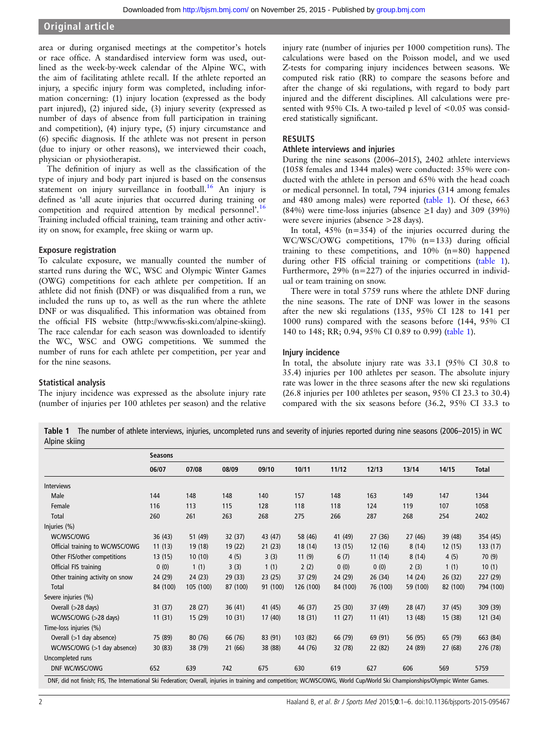area or during organised meetings at the competitor's hotels or race office. A standardised interview form was used, outlined as the week-by-week calendar of the Alpine WC, with the aim of facilitating athlete recall. If the athlete reported an injury, a specific injury form was completed, including information concerning: (1) injury location (expressed as the body part injured), (2) injured side, (3) injury severity (expressed as number of days of absence from full participation in training and competition), (4) injury type, (5) injury circumstance and (6) specific diagnosis. If the athlete was not present in person (due to injury or other reasons), we interviewed their coach, physician or physiotherapist.

The definition of injury as well as the classification of the type of injury and body part injured is based on the consensus statement on injury surveillance in football.[16] An injury is defined as 'all acute injuries that occurred during training or competition and required attention by medical personnel'.[16] Training included official training, team training and other activity on snow, for example, free skiing or warm up.

### Exposure registration

To calculate exposure, we manually counted the number of started runs during the WC, WSC and Olympic Winter Games (OWG) competitions for each athlete per competition. If an athlete did not finish (DNF) or was disqualified from a run, we included the runs up to, as well as the run where the athlete DNF or was disqualified. This information was obtained from the official FIS website (http://www.fis-ski.com/alpine-skiing). The race calendar for each season was downloaded to identify the WC, WSC and OWG competitions. We summed the number of runs for each athlete per competition, per year and for the nine seasons.

### Statistical analysis

The injury incidence was expressed as the absolute injury rate (number of injuries per 100 athletes per season) and the relative injury rate (number of injuries per 1000 competition runs). The calculations were based on the Poisson model, and we used Z-tests for comparing injury incidences between seasons. We computed risk ratio (RR) to compare the seasons before and after the change of ski regulations, with regard to body part injured and the different disciplines. All calculations were presented with 95% CIs. A two-tailed p level of <0.05 was considered statistically significant.

## RESULTS

### Athlete interviews and injuries

During the nine seasons (2006–2015), 2402 athlete interviews (1058 females and 1344 males) were conducted: 35% were conducted with the athlete in person and 65% with the head coach or medical personnel. In total, 794 injuries (314 among females and 480 among males) were reported (table 1). Of these, 663 (84%) were time-loss injuries (absence ≥1 day) and 309 (39%) were severe injuries (absence >28 days).

In total, 45% (n=354) of the injuries occurred during the WC/WSC/OWG competitions, 17% (n=133) during official training to these competitions, and 10% (n=80) happened during other FIS official training or competitions (table 1). Furthermore, 29% (n=227) of the injuries occurred in individual or team training on snow.

There were in total 5759 runs where the athlete DNF during the nine seasons. The rate of DNF was lower in the seasons after the new ski regulations (135, 95% CI 128 to 141 per 1000 runs) compared with the seasons before (144, 95% CI 140 to 148; RR; 0.94, 95% CI 0.89 to 0.99) (table 1).

### Injury incidence

In total, the absolute injury rate was 33.1 (95% CI 30.8 to 35.4) injuries per 100 athletes per season. The absolute injury rate was lower in the three seasons after the new ski regulations (26.8 injuries per 100 athletes per season, 95% CI 23.3 to 30.4) compared with the six seasons before (36.2, 95% CI 33.3 to

**Table 1** The number of athlete interviews, injuries, uncompleted runs and severity of injuries reported during nine seasons (2006–2015) in WC Alpine skiing

| | Seasons | | | | | | | | | |
|---|---|---|---|---|---|---|---|---|---|---|
| | 06/07 | 07/08 | 08/09 | 09/10 | 10/11 | 11/12 | 12/13 | 13/14 | 14/15 | Total |
| **Interviews** | | | | | | | | | | |
| Male | 144 | 148 | 148 | 140 | 157 | 148 | 163 | 149 | 147 | 1344 |
| Female | 116 | 113 | 115 | 128 | 118 | 118 | 124 | 119 | 107 | 1058 |
| Total | 260 | 261 | 263 | 268 | 275 | 266 | 287 | 268 | 254 | 2402 |
| **Injuries (%)** | | | | | | | | | | |
| WC/WSC/OWG | 36 (43) | 51 (49) | 32 (37) | 43 (47) | 58 (46) | 41 (49) | 27 (36) | 27 (46) | 39 (48) | 354 (45) |
| Official training to WC/WSC/OWG | 11 (13) | 19 (18) | 19 (22) | 21 (23) | 18 (14) | 13 (15) | 12 (16) | 8 (14) | 12 (15) | 133 (17) |
| Other FIS/other competitions | 13 (15) | 10 (10) | 4 (5) | 3 (3) | 11 (9) | 6 (7) | 11 (14) | 8 (14) | 4 (5) | 70 (9) |
| Official FIS training | 0 (0) | 1 (1) | 3 (3) | 1 (1) | 2 (2) | 0 (0) | 0 (0) | 2 (3) | 1 (1) | 10 (1) |
| Other training activity on snow | 24 (29) | 24 (23) | 29 (33) | 23 (25) | 37 (29) | 24 (29) | 26 (34) | 14 (24) | 26 (32) | 227 (29) |
| Total | 84 (100) | 105 (100) | 87 (100) | 91 (100) | 126 (100) | 84 (100) | 76 (100) | 59 (100) | 82 (100) | 794 (100) |
| **Severe injuries (%)** | | | | | | | | | | |
| Overall (>28 days) | 31 (37) | 28 (27) | 36 (41) | 41 (45) | 46 (37) | 25 (30) | 37 (49) | 28 (47) | 37 (45) | 309 (39) |
| WC/WSC/OWG (>28 days) | 11 (31) | 15 (29) | 10 (31) | 17 (40) | 18 (31) | 11 (27) | 11 (41) | 13 (48) | 15 (38) | 121 (34) |
| **Time-loss injuries (%)** | | | | | | | | | | |
| Overall (>1 day absence) | 75 (89) | 80 (76) | 66 (76) | 83 (91) | 103 (82) | 66 (79) | 69 (91) | 56 (95) | 65 (79) | 663 (84) |
| WC/WSC/OWG (>1 day absence) | 30 (83) | 38 (79) | 21 (66) | 38 (88) | 44 (76) | 32 (78) | 22 (82) | 24 (89) | 27 (68) | 276 (78) |
| **Uncompleted runs** | | | | | | | | | | |
| DNF WC/WSC/OWG | 652 | 639 | 742 | 675 | 630 | 619 | 627 | 606 | 569 | 5759 |

DNF, did not finish; FIS, The International Ski Federation; Overall, injuries in training and competition; WC/WSC/OWG, World Cup/World Ski Championships/Olympic Winter Games.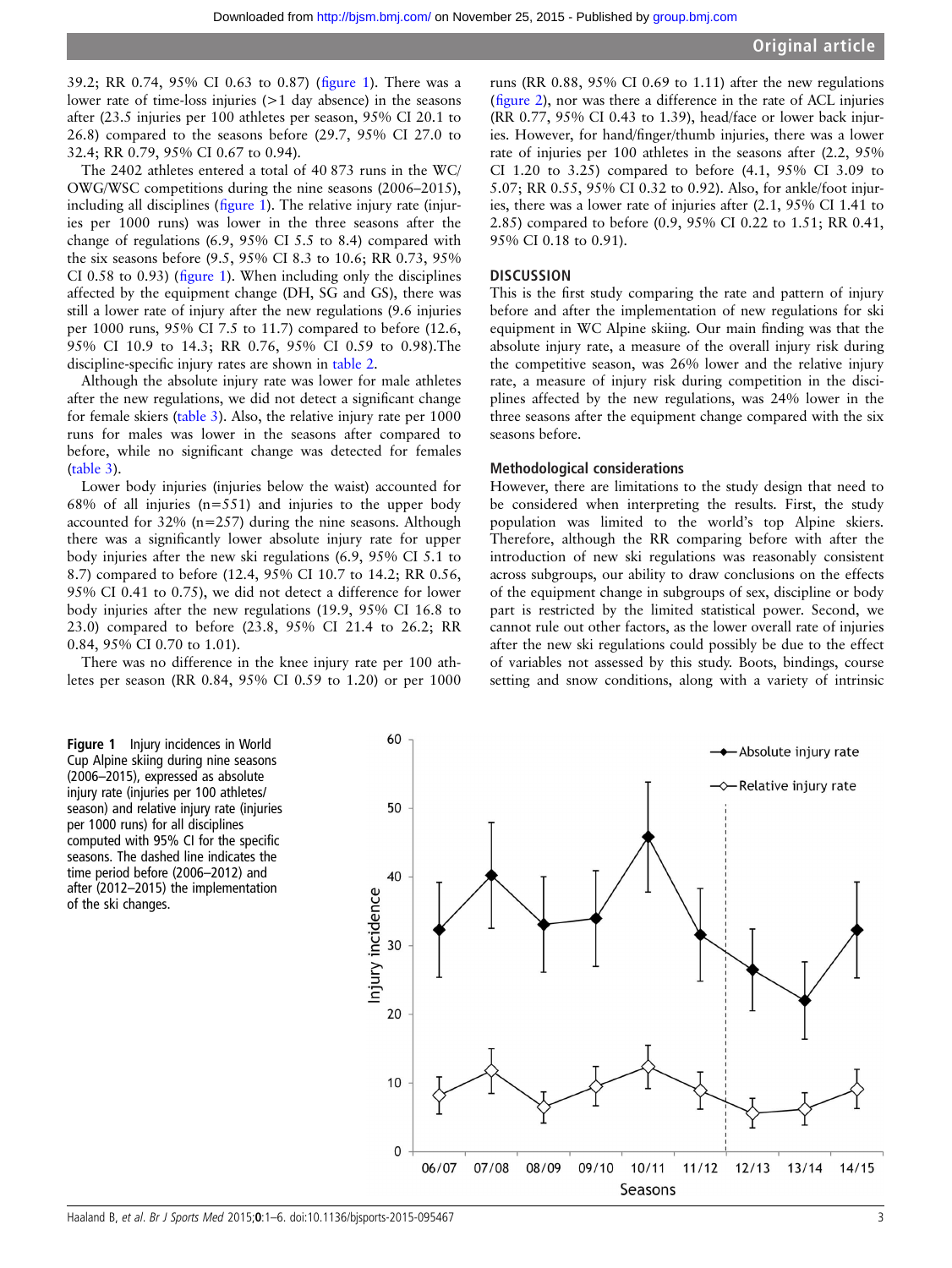39.2; RR 0.74, 95% CI 0.63 to 0.87) (figure 1). There was a lower rate of time-loss injuries (>1 day absence) in the seasons after (23.5 injuries per 100 athletes per season, 95% CI 20.1 to 26.8) compared to the seasons before (29.7, 95% CI 27.0 to 32.4; RR 0.79, 95% CI 0.67 to 0.94).

The 2402 athletes entered a total of 40 873 runs in the WC/OWG/WSC competitions during the nine seasons (2006–2015), including all disciplines (figure 1). The relative injury rate (injuries per 1000 runs) was lower in the three seasons after the change of regulations (6.9, 95% CI 5.5 to 8.4) compared with the six seasons before (9.5, 95% CI 8.3 to 10.6; RR 0.73, 95% CI 0.58 to 0.93) (figure 1). When including only the disciplines affected by the equipment change (DH, SG and GS), there was still a lower rate of injury after the new regulations (9.6 injuries per 1000 runs, 95% CI 7.5 to 11.7) compared to before (12.6, 95% CI 10.9 to 14.3; RR 0.76, 95% CI 0.59 to 0.98).The discipline-specific injury rates are shown in table 2.

Although the absolute injury rate was lower for male athletes after the new regulations, we did not detect a significant change for female skiers (table 3). Also, the relative injury rate per 1000 runs for males was lower in the seasons after compared to before, while no significant change was detected for females (table 3).

Lower body injuries (injuries below the waist) accounted for 68% of all injuries (n=551) and injuries to the upper body accounted for 32% (n=257) during the nine seasons. Although there was a significantly lower absolute injury rate for upper body injuries after the new ski regulations (6.9, 95% CI 5.1 to 8.7) compared to before (12.4, 95% CI 10.7 to 14.2; RR 0.56, 95% CI 0.41 to 0.75), we did not detect a difference for lower body injuries after the new regulations (19.9, 95% CI 16.8 to 23.0) compared to before (23.8, 95% CI 21.4 to 26.2; RR 0.84, 95% CI 0.70 to 1.01).

There was no difference in the knee injury rate per 100 athletes per season (RR 0.84, 95% CI 0.59 to 1.20) or per 1000 runs (RR 0.88, 95% CI 0.69 to 1.11) after the new regulations (figure 2), nor was there a difference in the rate of ACL injuries (RR 0.77, 95% CI 0.43 to 1.39), head/face or lower back injuries. However, for hand/finger/thumb injuries, there was a lower rate of injuries per 100 athletes in the seasons after (2.2, 95% CI 1.20 to 3.25) compared to before (4.1, 95% CI 3.09 to 5.07; RR 0.55, 95% CI 0.32 to 0.92). Also, for ankle/foot injuries, there was a lower rate of injuries after (2.1, 95% CI 1.41 to 2.85) compared to before (0.9, 95% CI 0.22 to 1.51; RR 0.41, 95% CI 0.18 to 0.91).

## DISCUSSION

This is the first study comparing the rate and pattern of injury before and after the implementation of new regulations for ski equipment in WC Alpine skiing. Our main finding was that the absolute injury rate, a measure of the overall injury risk during the competitive season, was 26% lower and the relative injury rate, a measure of injury risk during competition in the disciplines affected by the new regulations, was 24% lower in the three seasons after the equipment change compared with the six seasons before.

### Methodological considerations

However, there are limitations to the study design that need to be considered when interpreting the results. First, the study population was limited to the world's top Alpine skiers. Therefore, although the RR comparing before with after the introduction of new ski regulations was reasonably consistent across subgroups, our ability to draw conclusions on the effects of the equipment change in subgroups of sex, discipline or body part is restricted by the limited statistical power. Second, we cannot rule out other factors, as the lower overall rate of injuries after the new ski regulations could possibly be due to the effect of variables not assessed by this study. Boots, bindings, course setting and snow conditions, along with a variety of intrinsic

**Figure 1** Injury incidences in World Cup Alpine skiing during nine seasons (2006–2015), expressed as absolute injury rate (injuries per 100 athletes/season) and relative injury rate (injuries per 1000 runs) for all disciplines computed with 95% CI for the specific seasons. The dashed line indicates the time period before (2006–2012) and after (2012–2015) the implementation of the ski changes.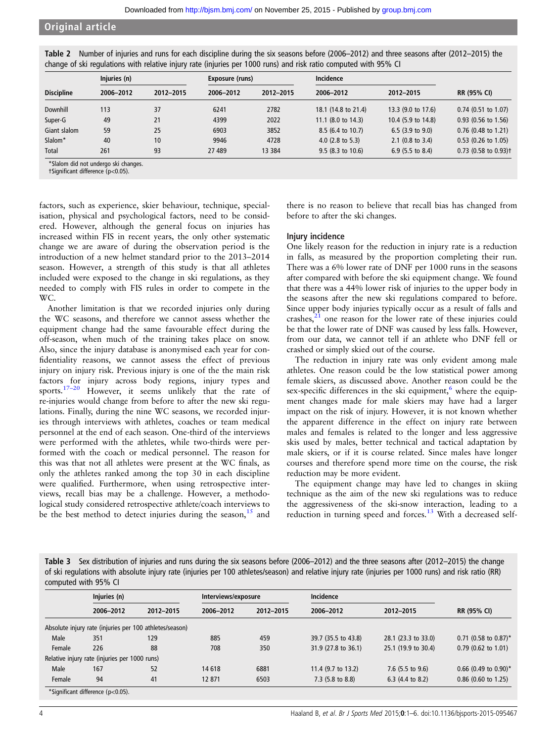**Table 2** Number of injuries and runs for each discipline during the six seasons before (2006–2012) and three seasons after (2012–2015) the change of ski regulations with relative injury rate (injuries per 1000 runs) and risk ratio computed with 95% CI

| Discipline | Injuries (n) | | Exposure (runs) | | Incidence | | |
|---|---|---|---|---|---|---|---|
| | 2006–2012 | 2012–2015 | 2006–2012 | 2012–2015 | 2006–2012 | 2012–2015 | RR (95% CI) |
| Downhill | 113 | 37 | 6241 | 2782 | 18.1 (14.8 to 21.4) | 13.3 (9.0 to 17.6) | 0.74 (0.51 to 1.07) |
| Super-G | 49 | 21 | 4399 | 2022 | 11.1 (8.0 to 14.3) | 10.4 (5.9 to 14.8) | 0.93 (0.56 to 1.56) |
| Giant slalom | 59 | 25 | 6903 | 3852 | 8.5 (6.4 to 10.7) | 6.5 (3.9 to 9.0) | 0.76 (0.48 to 1.21) |
| Slalom* | 40 | 10 | 9946 | 4728 | 4.0 (2.8 to 5.3) | 2.1 (0.8 to 3.4) | 0.53 (0.26 to 1.05) |
| Total | 261 | 93 | 27 489 | 13 384 | 9.5 (8.3 to 10.6) | 6.9 (5.5 to 8.4) | 0.73 (0.58 to 0.93)† |

*Slalom did not undergo ski changes.
†Significant difference (p<0.05).

factors, such as experience, skier behaviour, technique, specialisation, physical and psychological factors, need to be considered. However, although the general focus on injuries has increased within FIS in recent years, the only other systematic change we are aware of during the observation period is the introduction of a new helmet standard prior to the 2013–2014 season. However, a strength of this study is that all athletes included were exposed to the change in ski regulations, as they needed to comply with FIS rules in order to compete in the WC.

Another limitation is that we recorded injuries only during the WC seasons, and therefore we cannot assess whether the equipment change had the same favourable effect during the off-season, when much of the training takes place on snow. Also, since the injury database is anonymised each year for confidentiality reasons, we cannot assess the effect of previous injury on injury risk. Previous injury is one of the the main risk factors for injury across body regions, injury types and sports.[17–20] However, it seems unlikely that the rate of re-injuries would change from before to after the new ski regulations. Finally, during the nine WC seasons, we recorded injuries through interviews with athletes, coaches or team medical personnel at the end of each season. One-third of the interviews were performed with the athletes, while two-thirds were performed with the coach or medical personnel. The reason for this was that not all athletes were present at the WC finals, as only the athletes ranked among the top 30 in each discipline were qualified. Furthermore, when using retrospective interviews, recall bias may be a challenge. However, a methodological study considered retrospective athlete/coach interviews to be the best method to detect injuries during the season,[15] and there is no reason to believe that recall bias has changed from before to after the ski changes.

### Injury incidence

One likely reason for the reduction in injury rate is a reduction in falls, as measured by the proportion completing their run. There was a 6% lower rate of DNF per 1000 runs in the seasons after compared with before the ski equipment change. We found that there was a 44% lower risk of injuries to the upper body in the seasons after the new ski regulations compared to before. Since upper body injuries typically occur as a result of falls and crashes,[21] one reason for the lower rate of these injuries could be that the lower rate of DNF was caused by less falls. However, from our data, we cannot tell if an athlete who DNF fell or crashed or simply skied out of the course.

The reduction in injury rate was only evident among male athletes. One reason could be the low statistical power among female skiers, as discussed above. Another reason could be the sex-specific differences in the ski equipment,[6] where the equipment changes made for male skiers may have had a larger impact on the risk of injury. However, it is not known whether the apparent difference in the effect on injury rate between males and females is related to the longer and less aggressive skis used by males, better technical and tactical adaptation by male skiers, or if it is course related. Since males have longer courses and therefore spend more time on the course, the risk reduction may be more evident.

The equipment change may have led to changes in skiing technique as the aim of the new ski regulations was to reduce the aggressiveness of the ski-snow interaction, leading to a reduction in turning speed and forces.[13] With a decreased self-

**Table 3** Sex distribution of injuries and runs during the six seasons before (2006–2012) and the three seasons after (2012–2015) the change of ski regulations with absolute injury rate (injuries per 100 athletes/season) and relative injury rate (injuries per 1000 runs) and risk ratio (RR) computed with 95% CI

| | Injuries (n) | | Interviews/exposure | | Incidence | | |
|---|---|---|---|---|---|---|---|
| | 2006–2012 | 2012–2015 | 2006–2012 | 2012–2015 | 2006–2012 | 2012–2015 | RR (95% CI) |
| Absolute injury rate (injuries per 100 athletes/season) | | | | | | | |
| Male | 351 | 129 | 885 | 459 | 39.7 (35.5 to 43.8) | 28.1 (23.3 to 33.0) | 0.71 (0.58 to 0.87)* |
| Female | 226 | 88 | 708 | 350 | 31.9 (27.8 to 36.1) | 25.1 (19.9 to 30.4) | 0.79 (0.62 to 1.01) |
| Relative injury rate (injuries per 1000 runs) | | | | | | | |
| Male | 167 | 52 | 14 618 | 6881 | 11.4 (9.7 to 13.2) | 7.6 (5.5 to 9.6) | 0.66 (0.49 to 0.90)* |
| Female | 94 | 41 | 12 871 | 6503 | 7.3 (5.8 to 8.8) | 6.3 (4.4 to 8.2) | 0.86 (0.60 to 1.25) |

*Significant difference (p<0.05).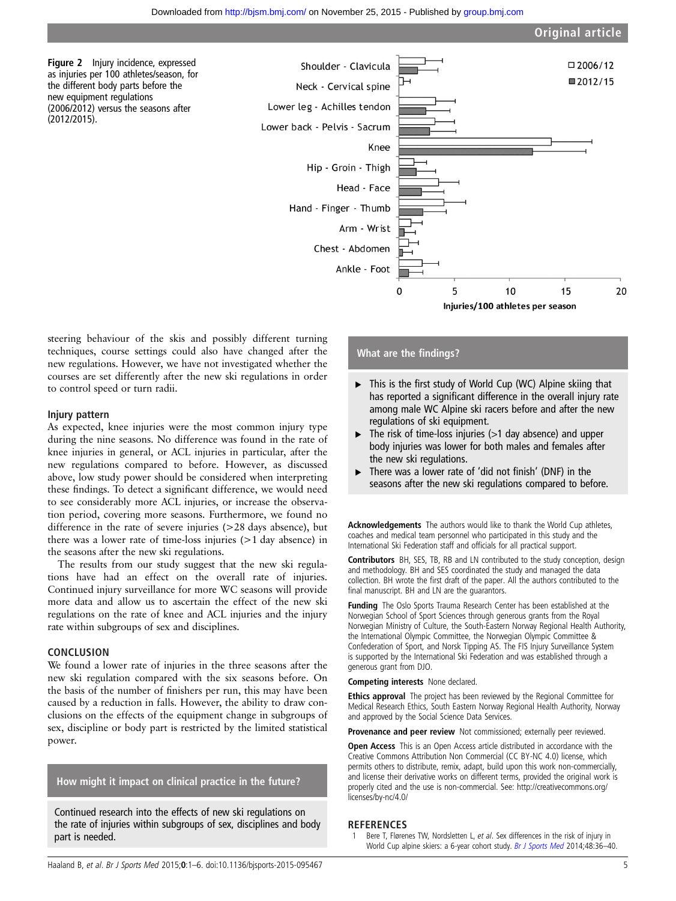**Figure 2** Injury incidence, expressed as injuries per 100 athletes/season, for the different body parts before the new equipment regulations (2006/2012) versus the seasons after (2012/2015).

Shoulder - Clavicula
Neck - Cervical spine
Lower leg - Achilles tendon
Lower back - Pelvis - Sacrum
Knee
Hip - Groin - Thigh
Head - Face
Hand - Finger - Thumb
Arm - Wrist
Chest - Abdomen
Ankle - Foot

2006/12
2012/15

0
5
10
15
20

Injuries/100 athletes per season

steering behaviour of the skis and possibly different turning techniques, course settings could also have changed after the new regulations. However, we have not investigated whether the courses are set differently after the new ski regulations in order to control speed or turn radii.

### Injury pattern

As expected, knee injuries were the most common injury type during the nine seasons. No difference was found in the rate of knee injuries in general, or ACL injuries in particular, after the new regulations compared to before. However, as discussed above, low study power should be considered when interpreting these findings. To detect a significant difference, we would need to see considerably more ACL injuries, or increase the observation period, covering more seasons. Furthermore, we found no difference in the rate of severe injuries (>28 days absence), but there was a lower rate of time-loss injuries (>1 day absence) in the seasons after the new ski regulations.

The results from our study suggest that the new ski regulations have had an effect on the overall rate of injuries. Continued injury surveillance for more WC seasons will provide more data and allow us to ascertain the effect of the new ski regulations on the rate of knee and ACL injuries and the injury rate within subgroups of sex and disciplines.

## CONCLUSION

We found a lower rate of injuries in the three seasons after the new ski regulation compared with the six seasons before. On the basis of the number of finishers per run, this may have been caused by a reduction in falls. However, the ability to draw conclusions on the effects of the equipment change in subgroups of sex, discipline or body part is restricted by the limited statistical power.

### How might it impact on clinical practice in the future?

Continued research into the effects of new ski regulations on the rate of injuries within subgroups of sex, disciplines and body part is needed.

### What are the findings?

- This is the first study of World Cup (WC) Alpine skiing that has reported a significant difference in the overall injury rate among male WC Alpine ski racers before and after the new regulations of ski equipment.
- The risk of time-loss injuries (>1 day absence) and upper body injuries was lower for both males and females after the new ski regulations.
- There was a lower rate of 'did not finish' (DNF) in the seasons after the new ski regulations compared to before.

**Acknowledgements** The authors would like to thank the World Cup athletes, coaches and medical team personnel who participated in this study and the International Ski Federation staff and officials for all practical support.

**Contributors** BH, SES, TB, RB and LN contributed to the study conception, design and methodology. BH and SES coordinated the study and managed the data collection. BH wrote the first draft of the paper. All the authors contributed to the final manuscript. BH and LN are the guarantors.

**Funding** The Oslo Sports Trauma Research Center has been established at the Norwegian School of Sport Sciences through generous grants from the Royal Norwegian Ministry of Culture, the South-Eastern Norway Regional Health Authority, the International Olympic Committee, the Norwegian Olympic Committee & Confederation of Sport, and Norsk Tipping AS. The FIS Injury Surveillance System is supported by the International Ski Federation and was established through a generous grant from DJO.

**Competing interests** None declared.

**Ethics approval** The project has been reviewed by the Regional Committee for Medical Research Ethics, South Eastern Norway Regional Health Authority, Norway and approved by the Social Science Data Services.

**Provenance and peer review** Not commissioned; externally peer reviewed.

**Open Access** This is an Open Access article distributed in accordance with the Creative Commons Attribution Non Commercial (CC BY-NC 4.0) license, which permits others to distribute, remix, adapt, build upon this work non-commercially, and license their derivative works on different terms, provided the original work is properly cited and the use is non-commercial. See: http://creativecommons.org/licenses/by-nc/4.0/

## REFERENCES

1. Bere T, Flørenes TW, Nordsletten L, *et al*. Sex differences in the risk of injury in World Cup alpine skiers: a 6-year cohort study. *Br J Sports Med* 2014;48:36–40.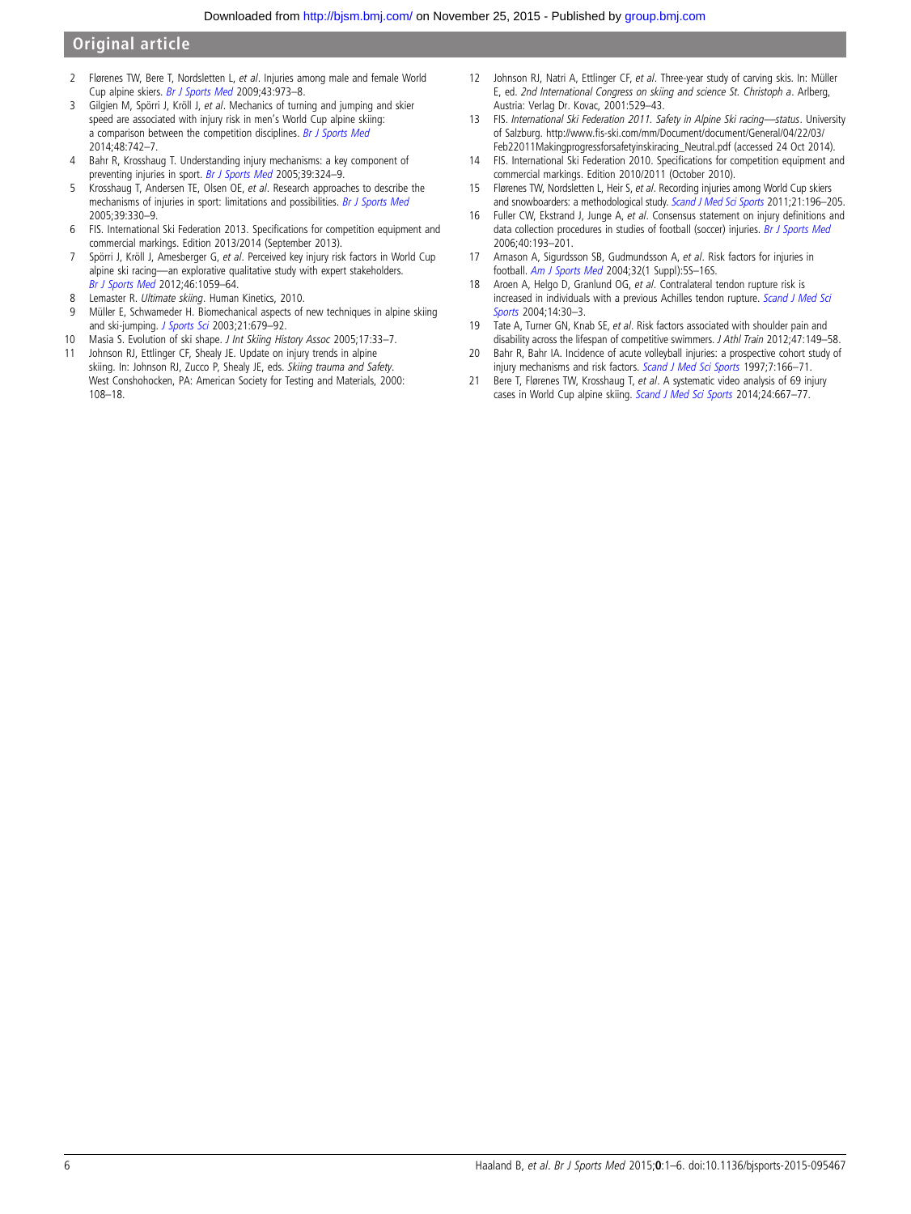2 Flørenes TW, Bere T, Nordsletten L, *et al*. Injuries among male and female World Cup alpine skiers. *Br J Sports Med* 2009;43:973–8.
3 Gilgien M, Spörri J, Kröll J, *et al*. Mechanics of turning and jumping and skier speed are associated with injury risk in men's World Cup alpine skiing: a comparison between the competition disciplines. *Br J Sports Med* 2014;48:742–7.
4 Bahr R, Krosshaug T. Understanding injury mechanisms: a key component of preventing injuries in sport. *Br J Sports Med* 2005;39:324–9.
5 Krosshaug T, Andersen TE, Olsen OE, *et al*. Research approaches to describe the mechanisms of injuries in sport: limitations and possibilities. *Br J Sports Med* 2005;39:330–9.
6 FIS. International Ski Federation 2013. Specifications for competition equipment and commercial markings. Edition 2013/2014 (September 2013).
7 Spörri J, Kröll J, Amesberger G, *et al*. Perceived key injury risk factors in World Cup alpine ski racing—an explorative qualitative study with expert stakeholders. *Br J Sports Med* 2012;46:1059–64.
8 Lemaster R. *Ultimate skiing*. Human Kinetics, 2010.
9 Müller E, Schwameder H. Biomechanical aspects of new techniques in alpine skiing and ski-jumping. *J Sports Sci* 2003;21:679–92.
10 Masia S. Evolution of ski shape. *J Int Skiing History Assoc* 2005;17:33–7.
11 Johnson RJ, Ettlinger CF, Shealy JE. Update on injury trends in alpine skiing. In: Johnson RJ, Zucco P, Shealy JE, eds. *Skiing trauma and Safety*. West Conshohocken, PA: American Society for Testing and Materials, 2000: 108–18.
12 Johnson RJ, Natri A, Ettlinger CF, *et al*. Three-year study of carving skis. In: Müller E, ed. *2nd International Congress on skiing and science St. Christoph a*. Arlberg, Austria: Verlag Dr. Kovac, 2001:529–43.
13 FIS. *International Ski Federation 2011. Safety in Alpine Ski racing—status*. University of Salzburg. http://www.fis-ski.com/mm/Document/document/General/04/22/03/Feb22011Makingprogressforsafetyinskiracing_Neutral.pdf (accessed 24 Oct 2014).
14 FIS. International Ski Federation 2010. Specifications for competition equipment and commercial markings. Edition 2010/2011 (October 2010).
15 Flørenes TW, Nordsletten L, Heir S, *et al*. Recording injuries among World Cup skiers and snowboarders: a methodological study. *Scand J Med Sci Sports* 2011;21:196–205.
16 Fuller CW, Ekstrand J, Junge A, *et al*. Consensus statement on injury definitions and data collection procedures in studies of football (soccer) injuries. *Br J Sports Med* 2006;40:193–201.
17 Arnason A, Sigurdsson SB, Gudmundsson A, *et al*. Risk factors for injuries in football. *Am J Sports Med* 2004;32(1 Suppl):5S–16S.
18 Aroen A, Helgo D, Granlund OG, *et al*. Contralateral tendon rupture risk is increased in individuals with a previous Achilles tendon rupture. *Scand J Med Sci Sports* 2004;14:30–3.
19 Tate A, Turner GN, Knab SE, *et al*. Risk factors associated with shoulder pain and disability across the lifespan of competitive swimmers. *J Athl Train* 2012;47:149–58.
20 Bahr R, Bahr IA. Incidence of acute volleyball injuries: a prospective cohort study of injury mechanisms and risk factors. *Scand J Med Sci Sports* 1997;7:166–71.
21 Bere T, Flørenes TW, Krosshaug T, *et al*. A systematic video analysis of 69 injury cases in World Cup alpine skiing. *Scand J Med Sci Sports* 2014;24:667–77.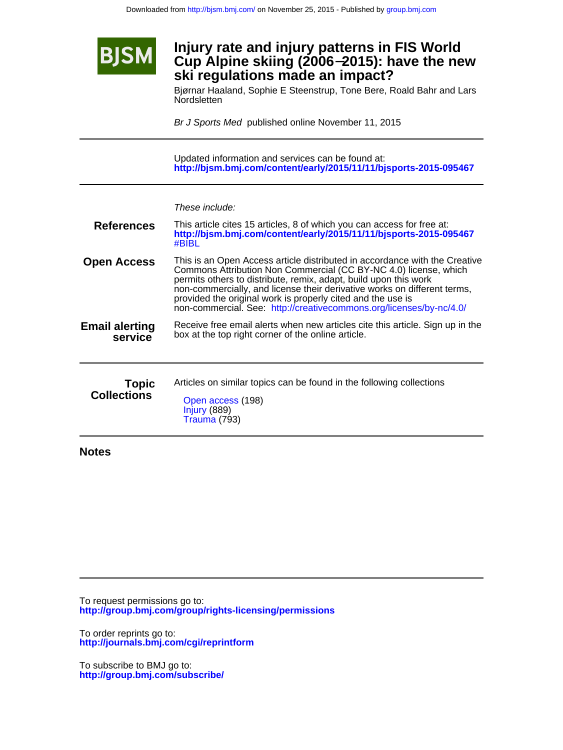# Injury rate and injury patterns in FIS World Cup Alpine skiing (2006–2015): have the new ski regulations made an impact?

Bjørnar Haaland, Sophie E Steenstrup, Tone Bere, Roald Bahr and Lars Nordsletten

*Br J Sports Med* published online November 11, 2015

Updated information and services can be found at:
**http://bjsm.bmj.com/content/early/2015/11/11/bjsports-2015-095467**

*These include:*

**References**

This article cites 15 articles, 8 of which you can access for free at:
**http://bjsm.bmj.com/content/early/2015/11/11/bjsports-2015-095467#BIBL**

**Open Access**

This is an Open Access article distributed in accordance with the Creative Commons Attribution Non Commercial (CC BY-NC 4.0) license, which permits others to distribute, remix, adapt, build upon this work non-commercially, and license their derivative works on different terms, provided the original work is properly cited and the use is non-commercial. See: http://creativecommons.org/licenses/by-nc/4.0/

**Email alerting service**

Receive free email alerts when new articles cite this article. Sign up in the box at the top right corner of the online article.

**Topic Collections**

Articles on similar topics can be found in the following collections

- Open access (198)
- Injury (889)
- Trauma (793)

## Notes

To request permissions go to:
**http://group.bmj.com/group/rights-licensing/permissions**

To order reprints go to:
**http://journals.bmj.com/cgi/reprintform**

To subscribe to BMJ go to:
**http://group.bmj.com/subscribe/**